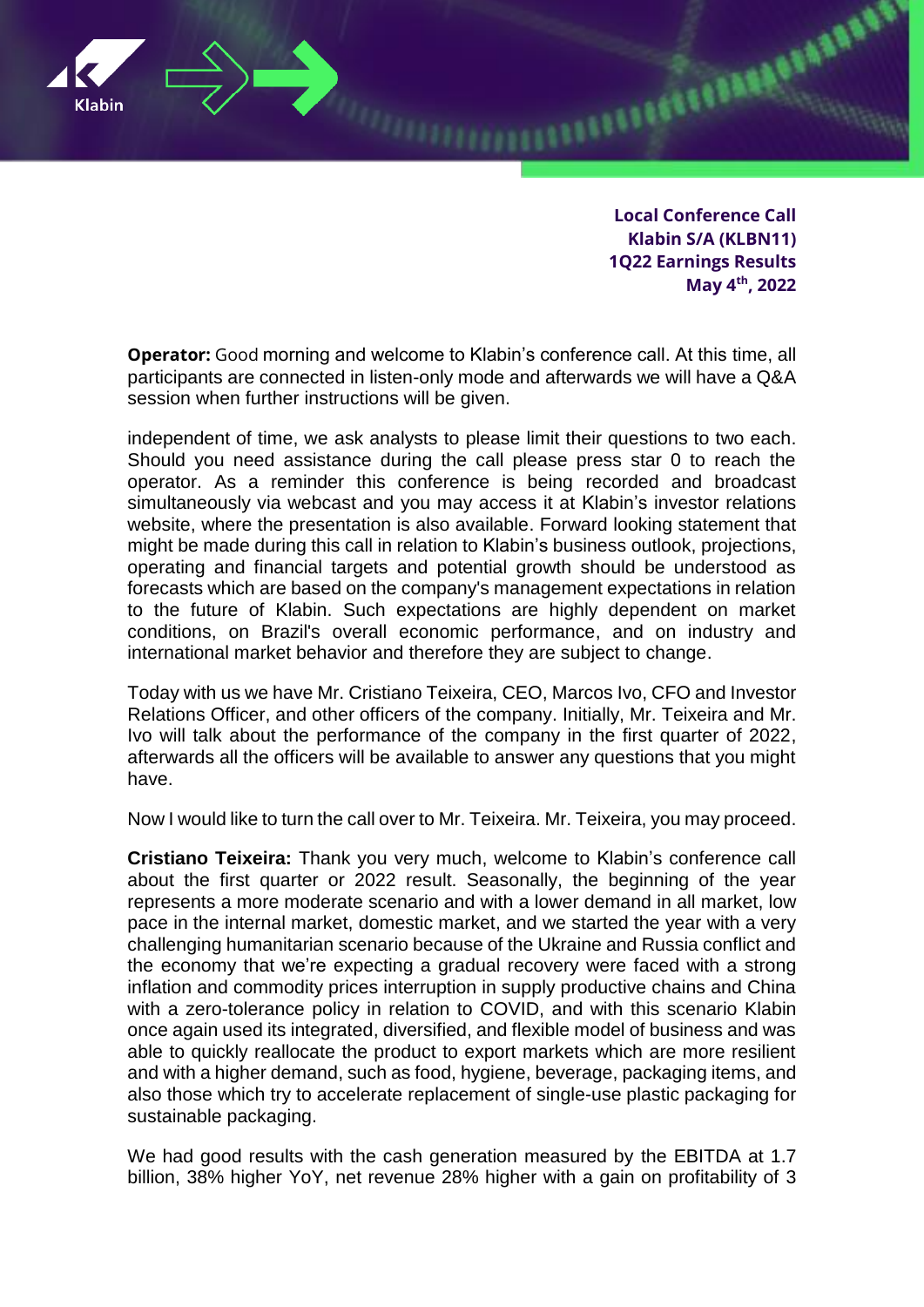**Local Conference Call**
**Klabin S/A (KLBN11)**
**1Q22 Earnings Results**
**May 4th, 2022**

**Operator:** Good morning and welcome to Klabin's conference call. At this time, all participants are connected in listen-only mode and afterwards we will have a Q&A session when further instructions will be given.

independent of time, we ask analysts to please limit their questions to two each. Should you need assistance during the call please press star 0 to reach the operator. As a reminder this conference is being recorded and broadcast simultaneously via webcast and you may access it at Klabin's investor relations website, where the presentation is also available. Forward looking statement that might be made during this call in relation to Klabin's business outlook, projections, operating and financial targets and potential growth should be understood as forecasts which are based on the company's management expectations in relation to the future of Klabin. Such expectations are highly dependent on market conditions, on Brazil's overall economic performance, and on industry and international market behavior and therefore they are subject to change.

Today with us we have Mr. Cristiano Teixeira, CEO, Marcos Ivo, CFO and Investor Relations Officer, and other officers of the company. Initially, Mr. Teixeira and Mr. Ivo will talk about the performance of the company in the first quarter of 2022, afterwards all the officers will be available to answer any questions that you might have.

Now I would like to turn the call over to Mr. Teixeira. Mr. Teixeira, you may proceed.

**Cristiano Teixeira:** Thank you very much, welcome to Klabin's conference call about the first quarter or 2022 result. Seasonally, the beginning of the year represents a more moderate scenario and with a lower demand in all market, low pace in the internal market, domestic market, and we started the year with a very challenging humanitarian scenario because of the Ukraine and Russia conflict and the economy that we're expecting a gradual recovery were faced with a strong inflation and commodity prices interruption in supply productive chains and China with a zero-tolerance policy in relation to COVID, and with this scenario Klabin once again used its integrated, diversified, and flexible model of business and was able to quickly reallocate the product to export markets which are more resilient and with a higher demand, such as food, hygiene, beverage, packaging items, and also those which try to accelerate replacement of single-use plastic packaging for sustainable packaging.

We had good results with the cash generation measured by the EBITDA at 1.7 billion, 38% higher YoY, net revenue 28% higher with a gain on profitability of 3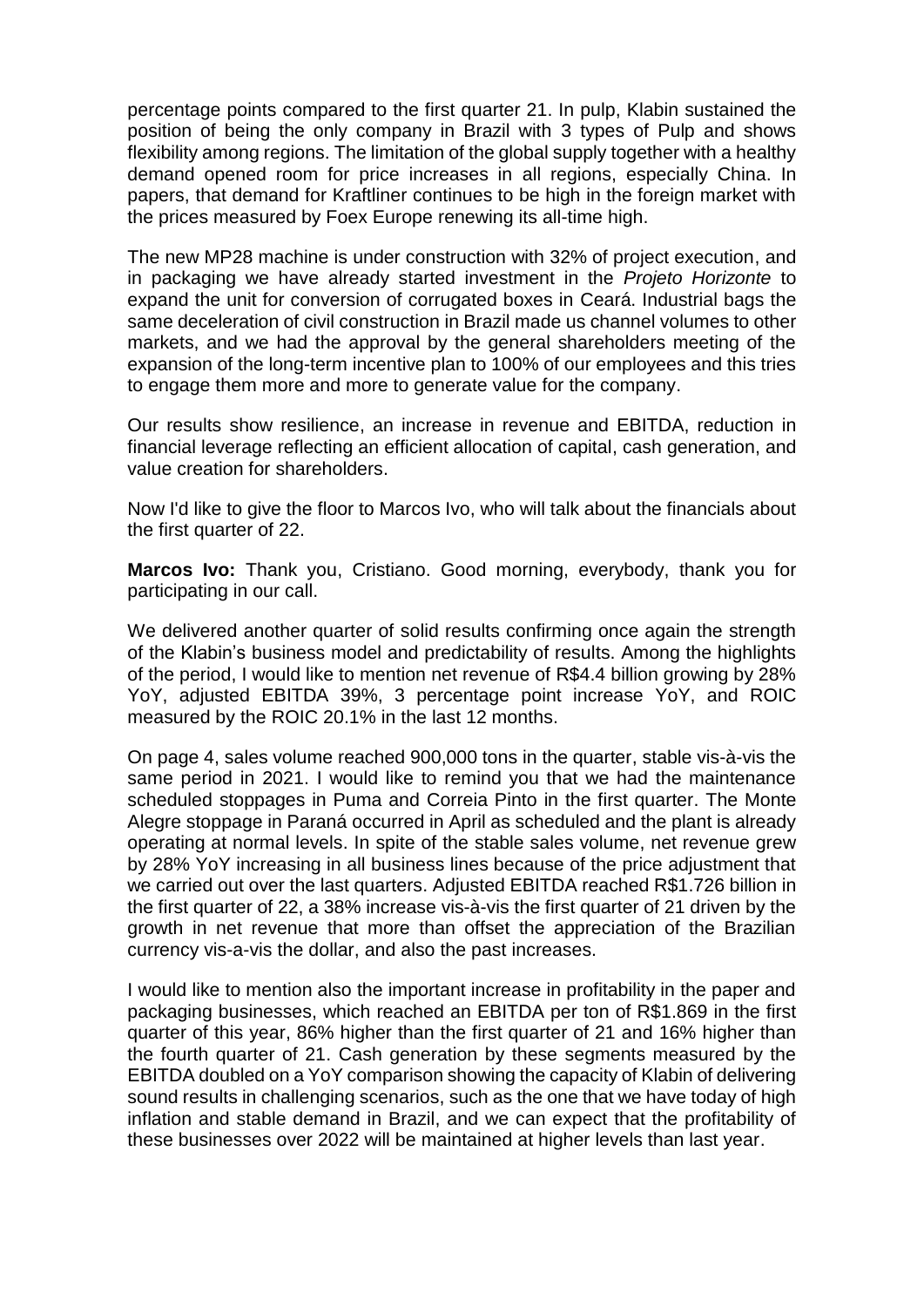percentage points compared to the first quarter 21. In pulp, Klabin sustained the position of being the only company in Brazil with 3 types of Pulp and shows flexibility among regions. The limitation of the global supply together with a healthy demand opened room for price increases in all regions, especially China. In papers, that demand for Kraftliner continues to be high in the foreign market with the prices measured by Foex Europe renewing its all-time high.

The new MP28 machine is under construction with 32% of project execution, and in packaging we have already started investment in the *Projeto Horizonte* to expand the unit for conversion of corrugated boxes in Ceará. Industrial bags the same deceleration of civil construction in Brazil made us channel volumes to other markets, and we had the approval by the general shareholders meeting of the expansion of the long-term incentive plan to 100% of our employees and this tries to engage them more and more to generate value for the company.

Our results show resilience, an increase in revenue and EBITDA, reduction in financial leverage reflecting an efficient allocation of capital, cash generation, and value creation for shareholders.

Now I'd like to give the floor to Marcos Ivo, who will talk about the financials about the first quarter of 22.

**Marcos Ivo:** Thank you, Cristiano. Good morning, everybody, thank you for participating in our call.

We delivered another quarter of solid results confirming once again the strength of the Klabin's business model and predictability of results. Among the highlights of the period, I would like to mention net revenue of R$4.4 billion growing by 28% YoY, adjusted EBITDA 39%, 3 percentage point increase YoY, and ROIC measured by the ROIC 20.1% in the last 12 months.

On page 4, sales volume reached 900,000 tons in the quarter, stable vis-à-vis the same period in 2021. I would like to remind you that we had the maintenance scheduled stoppages in Puma and Correia Pinto in the first quarter. The Monte Alegre stoppage in Paraná occurred in April as scheduled and the plant is already operating at normal levels. In spite of the stable sales volume, net revenue grew by 28% YoY increasing in all business lines because of the price adjustment that we carried out over the last quarters. Adjusted EBITDA reached R$1.726 billion in the first quarter of 22, a 38% increase vis-à-vis the first quarter of 21 driven by the growth in net revenue that more than offset the appreciation of the Brazilian currency vis-a-vis the dollar, and also the past increases.

I would like to mention also the important increase in profitability in the paper and packaging businesses, which reached an EBITDA per ton of R$1.869 in the first quarter of this year, 86% higher than the first quarter of 21 and 16% higher than the fourth quarter of 21. Cash generation by these segments measured by the EBITDA doubled on a YoY comparison showing the capacity of Klabin of delivering sound results in challenging scenarios, such as the one that we have today of high inflation and stable demand in Brazil, and we can expect that the profitability of these businesses over 2022 will be maintained at higher levels than last year.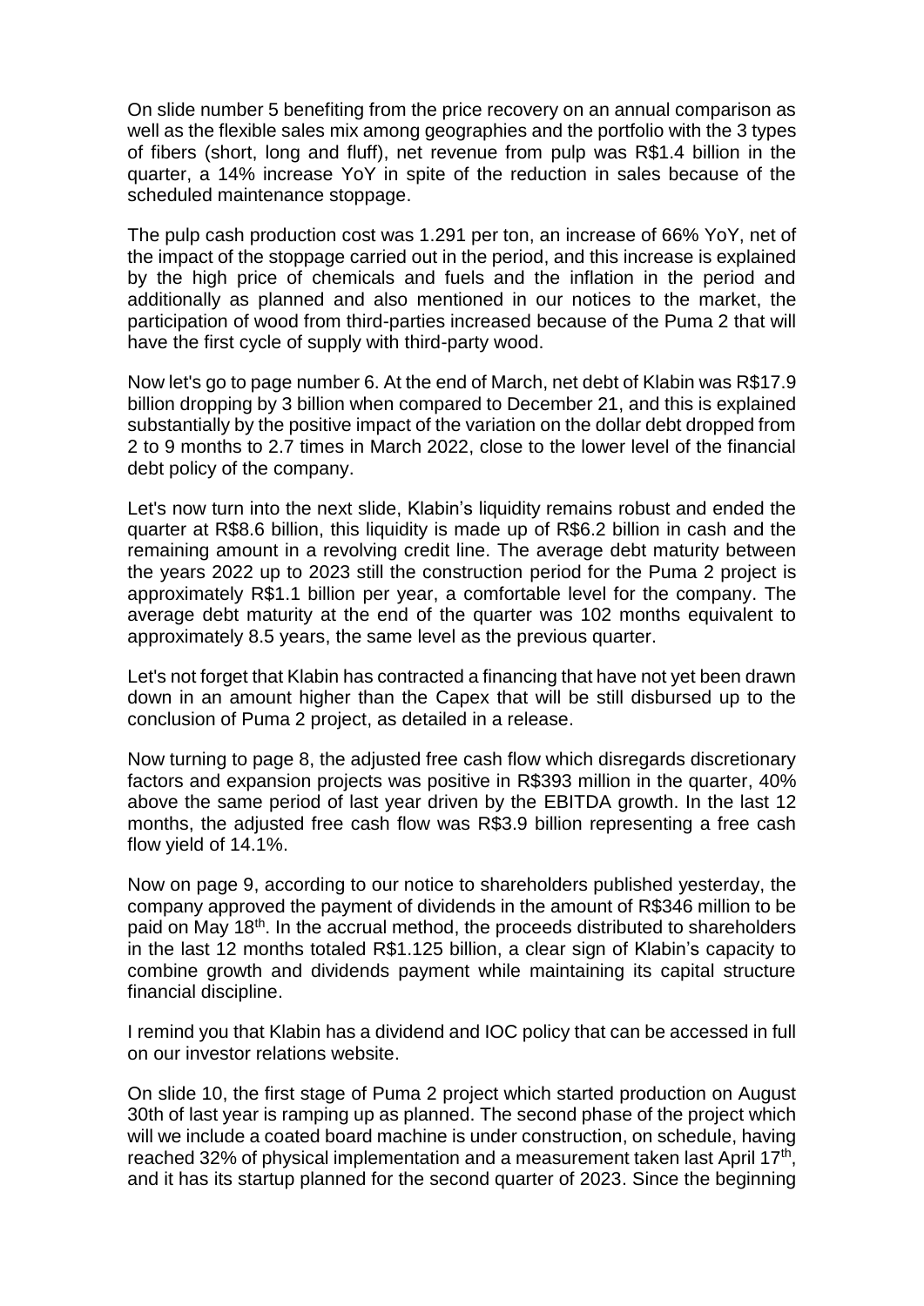On slide number 5 benefiting from the price recovery on an annual comparison as well as the flexible sales mix among geographies and the portfolio with the 3 types of fibers (short, long and fluff), net revenue from pulp was R$1.4 billion in the quarter, a 14% increase YoY in spite of the reduction in sales because of the scheduled maintenance stoppage.

The pulp cash production cost was 1.291 per ton, an increase of 66% YoY, net of the impact of the stoppage carried out in the period, and this increase is explained by the high price of chemicals and fuels and the inflation in the period and additionally as planned and also mentioned in our notices to the market, the participation of wood from third-parties increased because of the Puma 2 that will have the first cycle of supply with third-party wood.

Now let's go to page number 6. At the end of March, net debt of Klabin was R$17.9 billion dropping by 3 billion when compared to December 21, and this is explained substantially by the positive impact of the variation on the dollar debt dropped from 2 to 9 months to 2.7 times in March 2022, close to the lower level of the financial debt policy of the company.

Let's now turn into the next slide, Klabin's liquidity remains robust and ended the quarter at R$8.6 billion, this liquidity is made up of R$6.2 billion in cash and the remaining amount in a revolving credit line. The average debt maturity between the years 2022 up to 2023 still the construction period for the Puma 2 project is approximately R$1.1 billion per year, a comfortable level for the company. The average debt maturity at the end of the quarter was 102 months equivalent to approximately 8.5 years, the same level as the previous quarter.

Let's not forget that Klabin has contracted a financing that have not yet been drawn down in an amount higher than the Capex that will be still disbursed up to the conclusion of Puma 2 project, as detailed in a release.

Now turning to page 8, the adjusted free cash flow which disregards discretionary factors and expansion projects was positive in R$393 million in the quarter, 40% above the same period of last year driven by the EBITDA growth. In the last 12 months, the adjusted free cash flow was R$3.9 billion representing a free cash flow yield of 14.1%.

Now on page 9, according to our notice to shareholders published yesterday, the company approved the payment of dividends in the amount of R$346 million to be paid on May 18th. In the accrual method, the proceeds distributed to shareholders in the last 12 months totaled R$1.125 billion, a clear sign of Klabin's capacity to combine growth and dividends payment while maintaining its capital structure financial discipline.

I remind you that Klabin has a dividend and IOC policy that can be accessed in full on our investor relations website.

On slide 10, the first stage of Puma 2 project which started production on August 30th of last year is ramping up as planned. The second phase of the project which will we include a coated board machine is under construction, on schedule, having reached 32% of physical implementation and a measurement taken last April 17th, and it has its startup planned for the second quarter of 2023. Since the beginning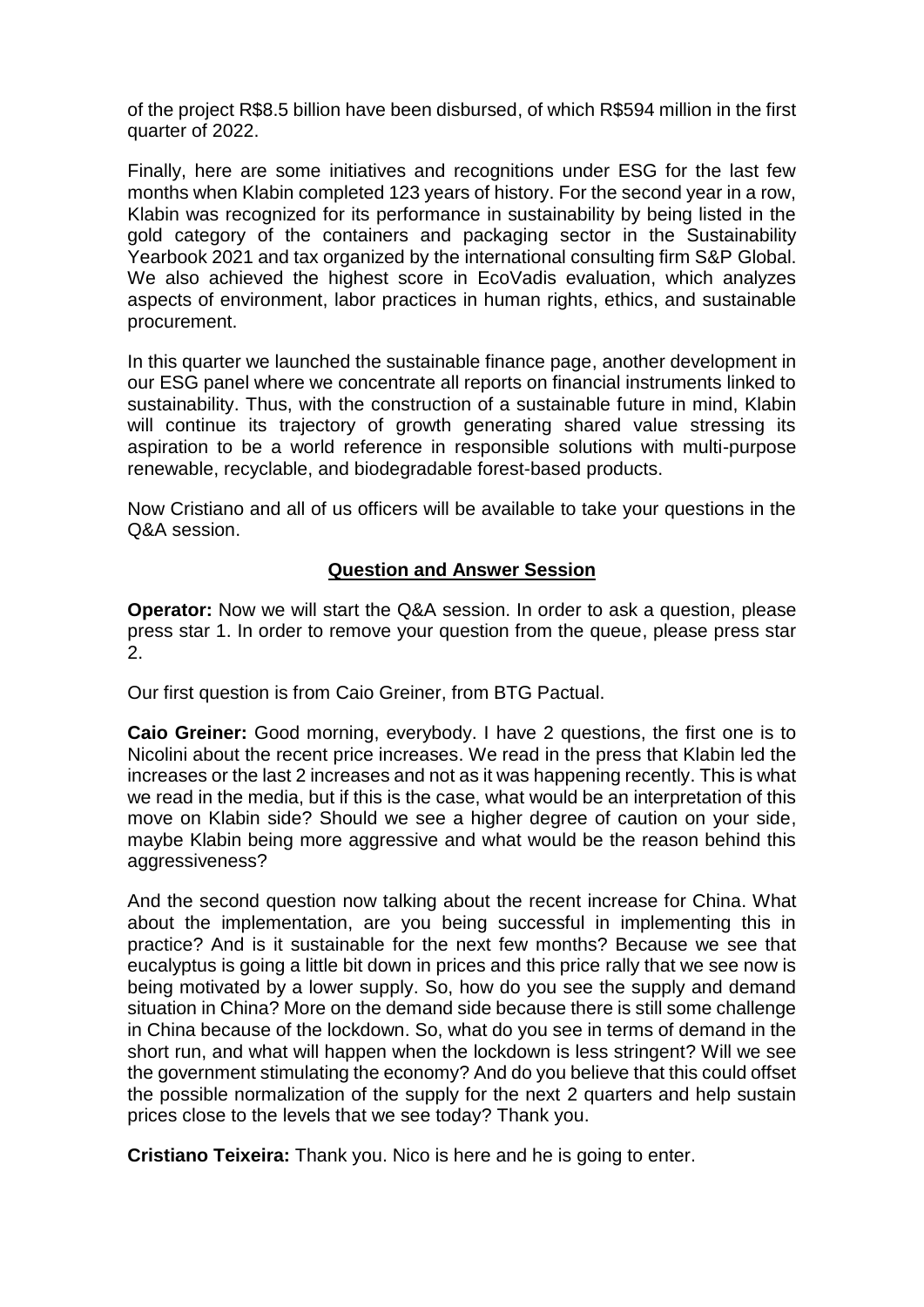of the project R$8.5 billion have been disbursed, of which R$594 million in the first quarter of 2022.

Finally, here are some initiatives and recognitions under ESG for the last few months when Klabin completed 123 years of history. For the second year in a row, Klabin was recognized for its performance in sustainability by being listed in the gold category of the containers and packaging sector in the Sustainability Yearbook 2021 and tax organized by the international consulting firm S&P Global. We also achieved the highest score in EcoVadis evaluation, which analyzes aspects of environment, labor practices in human rights, ethics, and sustainable procurement.

In this quarter we launched the sustainable finance page, another development in our ESG panel where we concentrate all reports on financial instruments linked to sustainability. Thus, with the construction of a sustainable future in mind, Klabin will continue its trajectory of growth generating shared value stressing its aspiration to be a world reference in responsible solutions with multi-purpose renewable, recyclable, and biodegradable forest-based products.

Now Cristiano and all of us officers will be available to take your questions in the Q&A session.

## Question and Answer Session

**Operator:** Now we will start the Q&A session. In order to ask a question, please press star 1. In order to remove your question from the queue, please press star 2.

Our first question is from Caio Greiner, from BTG Pactual.

**Caio Greiner:** Good morning, everybody. I have 2 questions, the first one is to Nicolini about the recent price increases. We read in the press that Klabin led the increases or the last 2 increases and not as it was happening recently. This is what we read in the media, but if this is the case, what would be an interpretation of this move on Klabin side? Should we see a higher degree of caution on your side, maybe Klabin being more aggressive and what would be the reason behind this aggressiveness?

And the second question now talking about the recent increase for China. What about the implementation, are you being successful in implementing this in practice? And is it sustainable for the next few months? Because we see that eucalyptus is going a little bit down in prices and this price rally that we see now is being motivated by a lower supply. So, how do you see the supply and demand situation in China? More on the demand side because there is still some challenge in China because of the lockdown. So, what do you see in terms of demand in the short run, and what will happen when the lockdown is less stringent? Will we see the government stimulating the economy? And do you believe that this could offset the possible normalization of the supply for the next 2 quarters and help sustain prices close to the levels that we see today? Thank you.

**Cristiano Teixeira:** Thank you. Nico is here and he is going to enter.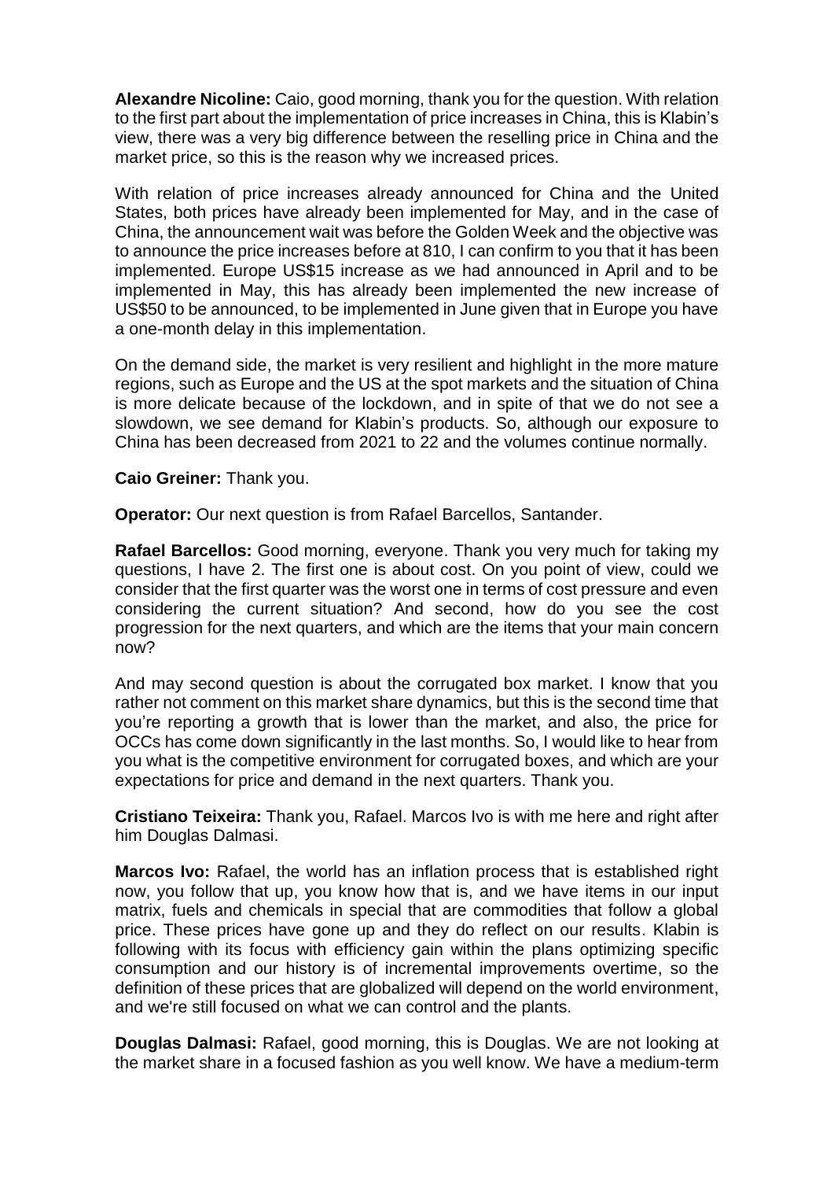**Alexandre Nicoline:** Caio, good morning, thank you for the question. With relation to the first part about the implementation of price increases in China, this is Klabin's view, there was a very big difference between the reselling price in China and the market price, so this is the reason why we increased prices.

With relation of price increases already announced for China and the United States, both prices have already been implemented for May, and in the case of China, the announcement wait was before the Golden Week and the objective was to announce the price increases before at 810, I can confirm to you that it has been implemented. Europe US$15 increase as we had announced in April and to be implemented in May, this has already been implemented the new increase of US$50 to be announced, to be implemented in June given that in Europe you have a one-month delay in this implementation.

On the demand side, the market is very resilient and highlight in the more mature regions, such as Europe and the US at the spot markets and the situation of China is more delicate because of the lockdown, and in spite of that we do not see a slowdown, we see demand for Klabin's products. So, although our exposure to China has been decreased from 2021 to 22 and the volumes continue normally.

**Caio Greiner:** Thank you.

**Operator:** Our next question is from Rafael Barcellos, Santander.

**Rafael Barcellos:** Good morning, everyone. Thank you very much for taking my questions, I have 2. The first one is about cost. On you point of view, could we consider that the first quarter was the worst one in terms of cost pressure and even considering the current situation? And second, how do you see the cost progression for the next quarters, and which are the items that your main concern now?

And may second question is about the corrugated box market. I know that you rather not comment on this market share dynamics, but this is the second time that you're reporting a growth that is lower than the market, and also, the price for OCCs has come down significantly in the last months. So, I would like to hear from you what is the competitive environment for corrugated boxes, and which are your expectations for price and demand in the next quarters. Thank you.

**Cristiano Teixeira:** Thank you, Rafael. Marcos Ivo is with me here and right after him Douglas Dalmasi.

**Marcos Ivo:** Rafael, the world has an inflation process that is established right now, you follow that up, you know how that is, and we have items in our input matrix, fuels and chemicals in special that are commodities that follow a global price. These prices have gone up and they do reflect on our results. Klabin is following with its focus with efficiency gain within the plans optimizing specific consumption and our history is of incremental improvements overtime, so the definition of these prices that are globalized will depend on the world environment, and we're still focused on what we can control and the plants.

**Douglas Dalmasi:** Rafael, good morning, this is Douglas. We are not looking at the market share in a focused fashion as you well know. We have a medium-term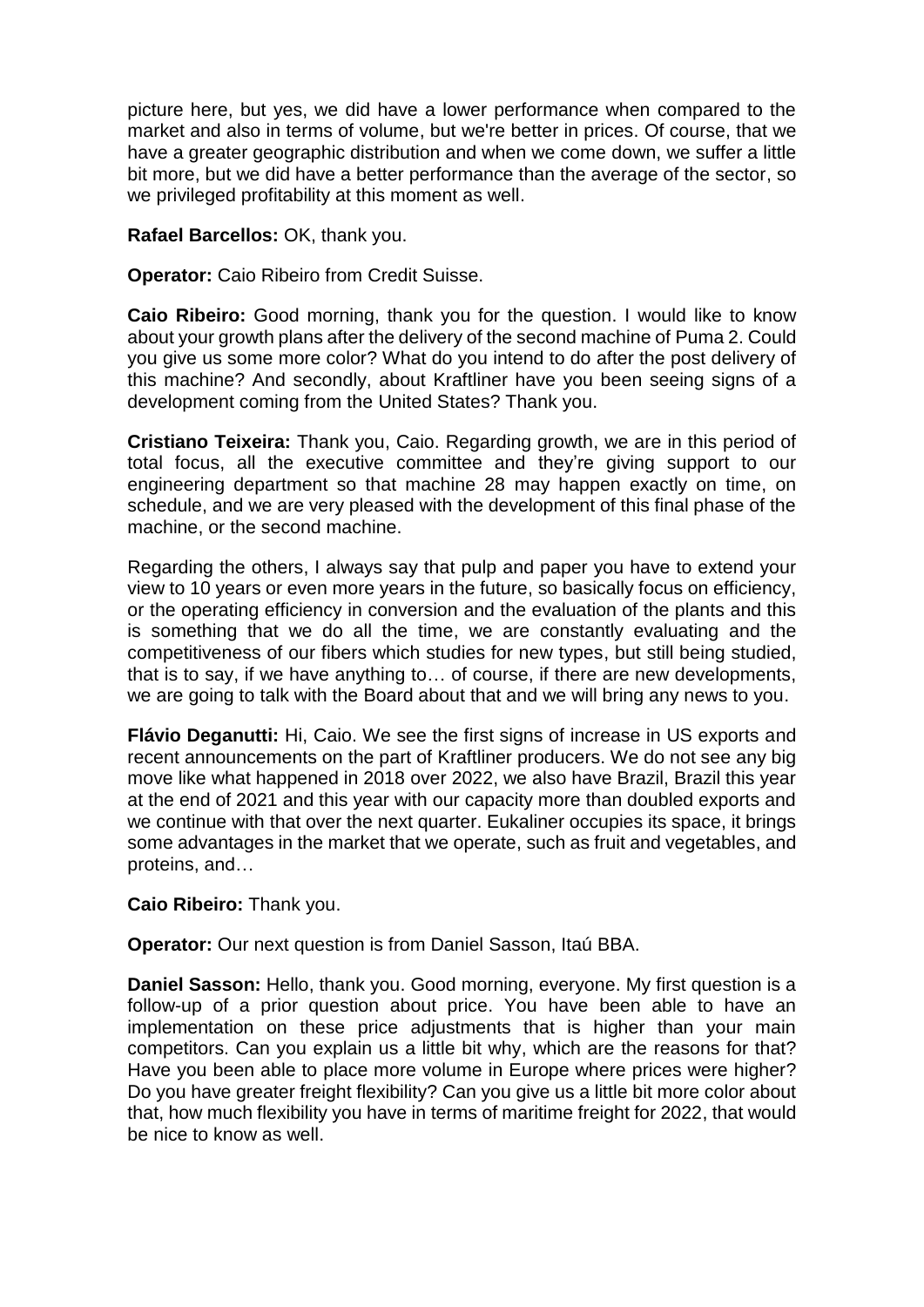picture here, but yes, we did have a lower performance when compared to the market and also in terms of volume, but we're better in prices. Of course, that we have a greater geographic distribution and when we come down, we suffer a little bit more, but we did have a better performance than the average of the sector, so we privileged profitability at this moment as well.

**Rafael Barcellos:** OK, thank you.

**Operator:** Caio Ribeiro from Credit Suisse.

**Caio Ribeiro:** Good morning, thank you for the question. I would like to know about your growth plans after the delivery of the second machine of Puma 2. Could you give us some more color? What do you intend to do after the post delivery of this machine? And secondly, about Kraftliner have you been seeing signs of a development coming from the United States? Thank you.

**Cristiano Teixeira:** Thank you, Caio. Regarding growth, we are in this period of total focus, all the executive committee and they're giving support to our engineering department so that machine 28 may happen exactly on time, on schedule, and we are very pleased with the development of this final phase of the machine, or the second machine.

Regarding the others, I always say that pulp and paper you have to extend your view to 10 years or even more years in the future, so basically focus on efficiency, or the operating efficiency in conversion and the evaluation of the plants and this is something that we do all the time, we are constantly evaluating and the competitiveness of our fibers which studies for new types, but still being studied, that is to say, if we have anything to… of course, if there are new developments, we are going to talk with the Board about that and we will bring any news to you.

**Flávio Deganutti:** Hi, Caio. We see the first signs of increase in US exports and recent announcements on the part of Kraftliner producers. We do not see any big move like what happened in 2018 over 2022, we also have Brazil, Brazil this year at the end of 2021 and this year with our capacity more than doubled exports and we continue with that over the next quarter. Eukaliner occupies its space, it brings some advantages in the market that we operate, such as fruit and vegetables, and proteins, and…

**Caio Ribeiro:** Thank you.

**Operator:** Our next question is from Daniel Sasson, Itaú BBA.

**Daniel Sasson:** Hello, thank you. Good morning, everyone. My first question is a follow-up of a prior question about price. You have been able to have an implementation on these price adjustments that is higher than your main competitors. Can you explain us a little bit why, which are the reasons for that? Have you been able to place more volume in Europe where prices were higher? Do you have greater freight flexibility? Can you give us a little bit more color about that, how much flexibility you have in terms of maritime freight for 2022, that would be nice to know as well.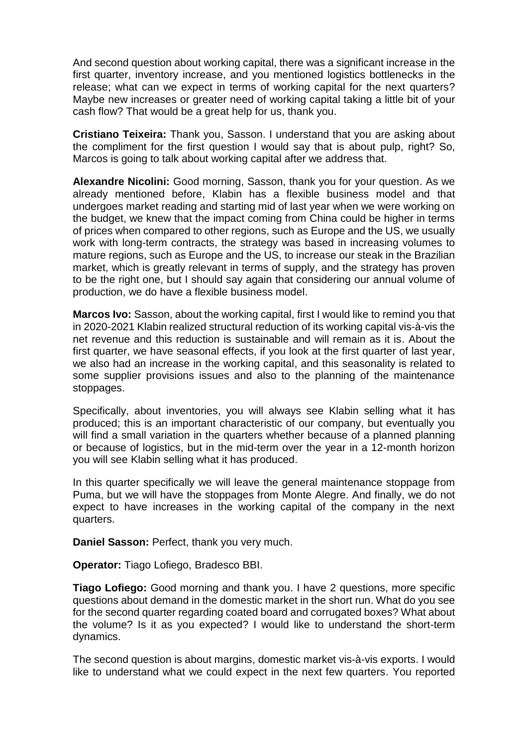And second question about working capital, there was a significant increase in the first quarter, inventory increase, and you mentioned logistics bottlenecks in the release; what can we expect in terms of working capital for the next quarters? Maybe new increases or greater need of working capital taking a little bit of your cash flow? That would be a great help for us, thank you.

**Cristiano Teixeira:** Thank you, Sasson. I understand that you are asking about the compliment for the first question I would say that is about pulp, right? So, Marcos is going to talk about working capital after we address that.

**Alexandre Nicolini:** Good morning, Sasson, thank you for your question. As we already mentioned before, Klabin has a flexible business model and that undergoes market reading and starting mid of last year when we were working on the budget, we knew that the impact coming from China could be higher in terms of prices when compared to other regions, such as Europe and the US, we usually work with long-term contracts, the strategy was based in increasing volumes to mature regions, such as Europe and the US, to increase our steak in the Brazilian market, which is greatly relevant in terms of supply, and the strategy has proven to be the right one, but I should say again that considering our annual volume of production, we do have a flexible business model.

**Marcos Ivo:** Sasson, about the working capital, first I would like to remind you that in 2020-2021 Klabin realized structural reduction of its working capital vis-à-vis the net revenue and this reduction is sustainable and will remain as it is. About the first quarter, we have seasonal effects, if you look at the first quarter of last year, we also had an increase in the working capital, and this seasonality is related to some supplier provisions issues and also to the planning of the maintenance stoppages.

Specifically, about inventories, you will always see Klabin selling what it has produced; this is an important characteristic of our company, but eventually you will find a small variation in the quarters whether because of a planned planning or because of logistics, but in the mid-term over the year in a 12-month horizon you will see Klabin selling what it has produced.

In this quarter specifically we will leave the general maintenance stoppage from Puma, but we will have the stoppages from Monte Alegre. And finally, we do not expect to have increases in the working capital of the company in the next quarters.

**Daniel Sasson:** Perfect, thank you very much.

**Operator:** Tiago Lofiego, Bradesco BBI.

**Tiago Lofiego:** Good morning and thank you. I have 2 questions, more specific questions about demand in the domestic market in the short run. What do you see for the second quarter regarding coated board and corrugated boxes? What about the volume? Is it as you expected? I would like to understand the short-term dynamics.

The second question is about margins, domestic market vis-à-vis exports. I would like to understand what we could expect in the next few quarters. You reported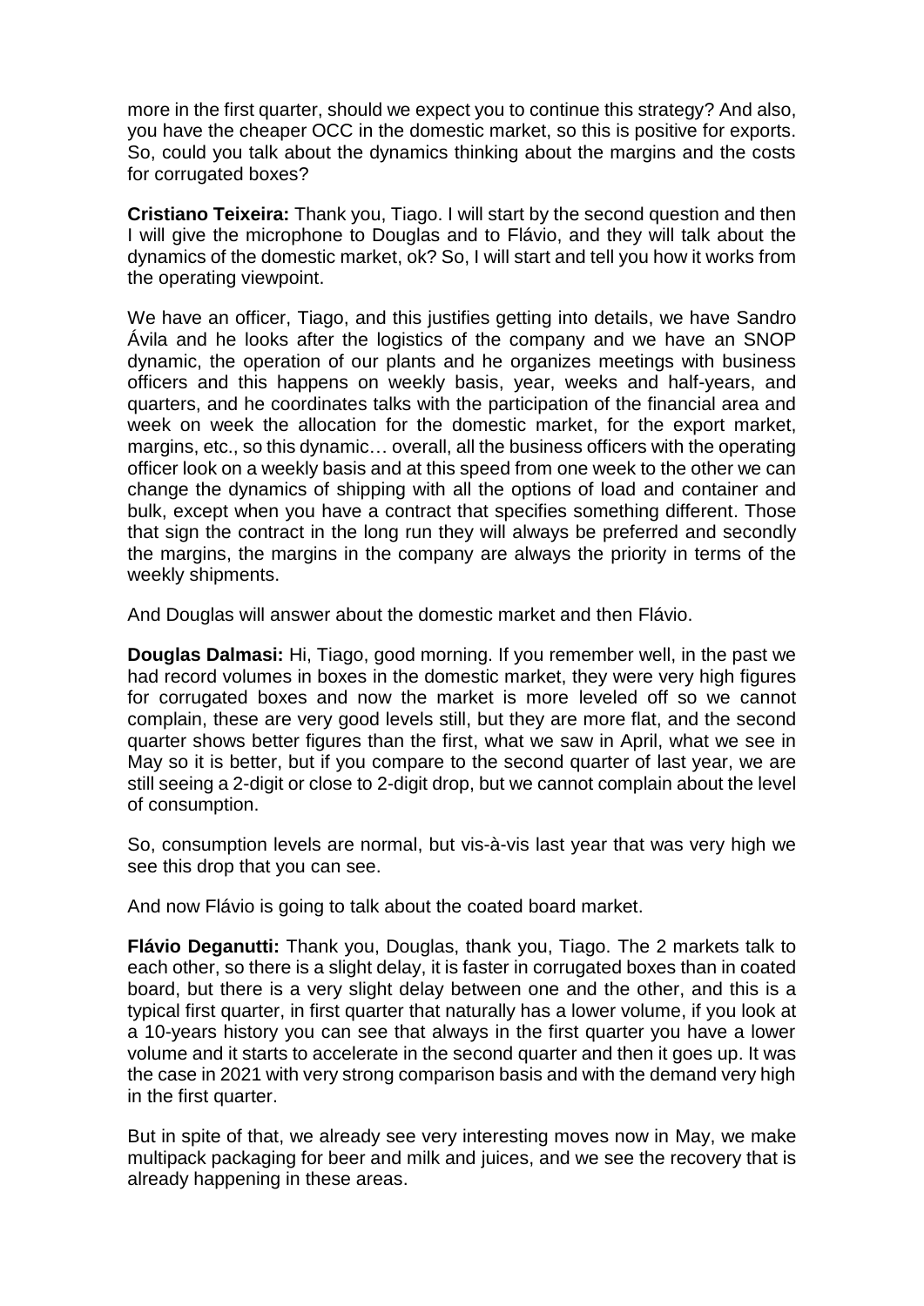more in the first quarter, should we expect you to continue this strategy? And also, you have the cheaper OCC in the domestic market, so this is positive for exports. So, could you talk about the dynamics thinking about the margins and the costs for corrugated boxes?

**Cristiano Teixeira:** Thank you, Tiago. I will start by the second question and then I will give the microphone to Douglas and to Flávio, and they will talk about the dynamics of the domestic market, ok? So, I will start and tell you how it works from the operating viewpoint.

We have an officer, Tiago, and this justifies getting into details, we have Sandro Ávila and he looks after the logistics of the company and we have an SNOP dynamic, the operation of our plants and he organizes meetings with business officers and this happens on weekly basis, year, weeks and half-years, and quarters, and he coordinates talks with the participation of the financial area and week on week the allocation for the domestic market, for the export market, margins, etc., so this dynamic… overall, all the business officers with the operating officer look on a weekly basis and at this speed from one week to the other we can change the dynamics of shipping with all the options of load and container and bulk, except when you have a contract that specifies something different. Those that sign the contract in the long run they will always be preferred and secondly the margins, the margins in the company are always the priority in terms of the weekly shipments.

And Douglas will answer about the domestic market and then Flávio.

**Douglas Dalmasi:** Hi, Tiago, good morning. If you remember well, in the past we had record volumes in boxes in the domestic market, they were very high figures for corrugated boxes and now the market is more leveled off so we cannot complain, these are very good levels still, but they are more flat, and the second quarter shows better figures than the first, what we saw in April, what we see in May so it is better, but if you compare to the second quarter of last year, we are still seeing a 2-digit or close to 2-digit drop, but we cannot complain about the level of consumption.

So, consumption levels are normal, but vis-à-vis last year that was very high we see this drop that you can see.

And now Flávio is going to talk about the coated board market.

**Flávio Deganutti:** Thank you, Douglas, thank you, Tiago. The 2 markets talk to each other, so there is a slight delay, it is faster in corrugated boxes than in coated board, but there is a very slight delay between one and the other, and this is a typical first quarter, in first quarter that naturally has a lower volume, if you look at a 10-years history you can see that always in the first quarter you have a lower volume and it starts to accelerate in the second quarter and then it goes up. It was the case in 2021 with very strong comparison basis and with the demand very high in the first quarter.

But in spite of that, we already see very interesting moves now in May, we make multipack packaging for beer and milk and juices, and we see the recovery that is already happening in these areas.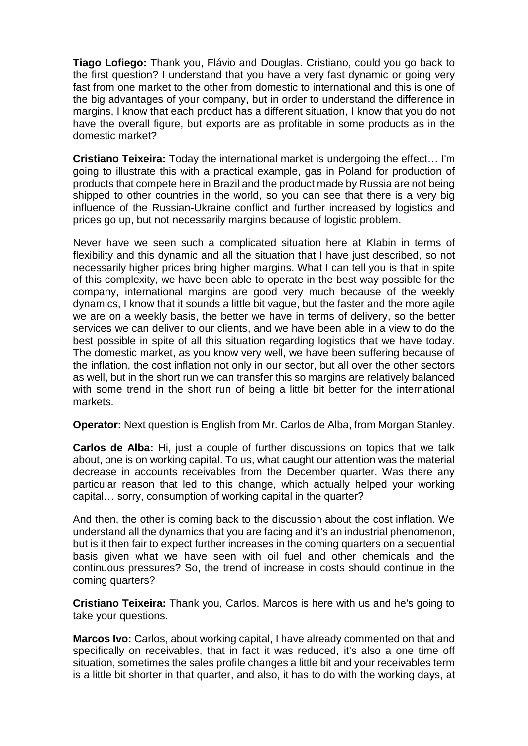**Tiago Lofiego:** Thank you, Flávio and Douglas. Cristiano, could you go back to the first question? I understand that you have a very fast dynamic or going very fast from one market to the other from domestic to international and this is one of the big advantages of your company, but in order to understand the difference in margins, I know that each product has a different situation, I know that you do not have the overall figure, but exports are as profitable in some products as in the domestic market?

**Cristiano Teixeira:** Today the international market is undergoing the effect… I'm going to illustrate this with a practical example, gas in Poland for production of products that compete here in Brazil and the product made by Russia are not being shipped to other countries in the world, so you can see that there is a very big influence of the Russian-Ukraine conflict and further increased by logistics and prices go up, but not necessarily margins because of logistic problem.

Never have we seen such a complicated situation here at Klabin in terms of flexibility and this dynamic and all the situation that I have just described, so not necessarily higher prices bring higher margins. What I can tell you is that in spite of this complexity, we have been able to operate in the best way possible for the company, international margins are good very much because of the weekly dynamics, I know that it sounds a little bit vague, but the faster and the more agile we are on a weekly basis, the better we have in terms of delivery, so the better services we can deliver to our clients, and we have been able in a view to do the best possible in spite of all this situation regarding logistics that we have today. The domestic market, as you know very well, we have been suffering because of the inflation, the cost inflation not only in our sector, but all over the other sectors as well, but in the short run we can transfer this so margins are relatively balanced with some trend in the short run of being a little bit better for the international markets.

**Operator:** Next question is English from Mr. Carlos de Alba, from Morgan Stanley.

**Carlos de Alba:** Hi, just a couple of further discussions on topics that we talk about, one is on working capital. To us, what caught our attention was the material decrease in accounts receivables from the December quarter. Was there any particular reason that led to this change, which actually helped your working capital… sorry, consumption of working capital in the quarter?

And then, the other is coming back to the discussion about the cost inflation. We understand all the dynamics that you are facing and it's an industrial phenomenon, but is it then fair to expect further increases in the coming quarters on a sequential basis given what we have seen with oil fuel and other chemicals and the continuous pressures? So, the trend of increase in costs should continue in the coming quarters?

**Cristiano Teixeira:** Thank you, Carlos. Marcos is here with us and he's going to take your questions.

**Marcos Ivo:** Carlos, about working capital, I have already commented on that and specifically on receivables, that in fact it was reduced, it's also a one time off situation, sometimes the sales profile changes a little bit and your receivables term is a little bit shorter in that quarter, and also, it has to do with the working days, at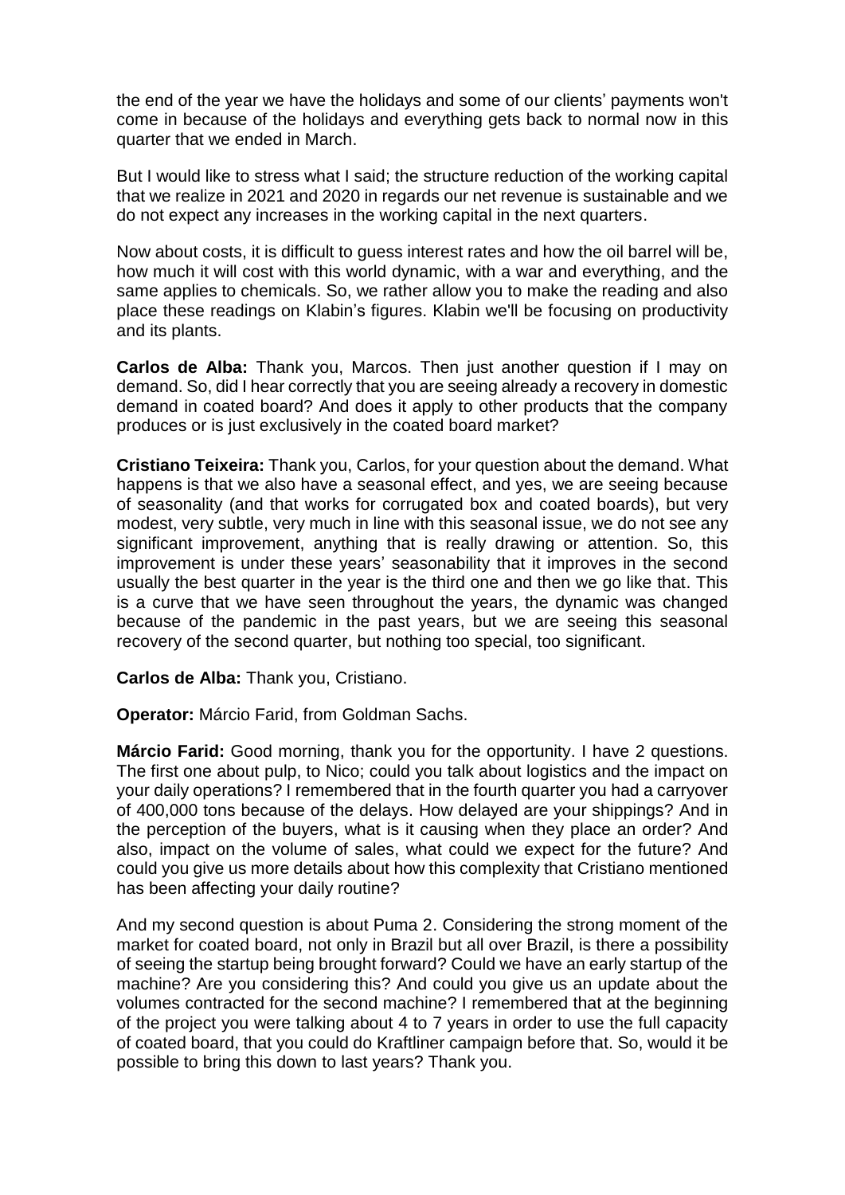the end of the year we have the holidays and some of our clients' payments won't come in because of the holidays and everything gets back to normal now in this quarter that we ended in March.

But I would like to stress what I said; the structure reduction of the working capital that we realize in 2021 and 2020 in regards our net revenue is sustainable and we do not expect any increases in the working capital in the next quarters.

Now about costs, it is difficult to guess interest rates and how the oil barrel will be, how much it will cost with this world dynamic, with a war and everything, and the same applies to chemicals. So, we rather allow you to make the reading and also place these readings on Klabin's figures. Klabin we'll be focusing on productivity and its plants.

**Carlos de Alba:** Thank you, Marcos. Then just another question if I may on demand. So, did I hear correctly that you are seeing already a recovery in domestic demand in coated board? And does it apply to other products that the company produces or is just exclusively in the coated board market?

**Cristiano Teixeira:** Thank you, Carlos, for your question about the demand. What happens is that we also have a seasonal effect, and yes, we are seeing because of seasonality (and that works for corrugated box and coated boards), but very modest, very subtle, very much in line with this seasonal issue, we do not see any significant improvement, anything that is really drawing or attention. So, this improvement is under these years' seasonability that it improves in the second usually the best quarter in the year is the third one and then we go like that. This is a curve that we have seen throughout the years, the dynamic was changed because of the pandemic in the past years, but we are seeing this seasonal recovery of the second quarter, but nothing too special, too significant.

**Carlos de Alba:** Thank you, Cristiano.

**Operator:** Márcio Farid, from Goldman Sachs.

**Márcio Farid:** Good morning, thank you for the opportunity. I have 2 questions. The first one about pulp, to Nico; could you talk about logistics and the impact on your daily operations? I remembered that in the fourth quarter you had a carryover of 400,000 tons because of the delays. How delayed are your shippings? And in the perception of the buyers, what is it causing when they place an order? And also, impact on the volume of sales, what could we expect for the future? And could you give us more details about how this complexity that Cristiano mentioned has been affecting your daily routine?

And my second question is about Puma 2. Considering the strong moment of the market for coated board, not only in Brazil but all over Brazil, is there a possibility of seeing the startup being brought forward? Could we have an early startup of the machine? Are you considering this? And could you give us an update about the volumes contracted for the second machine? I remembered that at the beginning of the project you were talking about 4 to 7 years in order to use the full capacity of coated board, that you could do Kraftliner campaign before that. So, would it be possible to bring this down to last years? Thank you.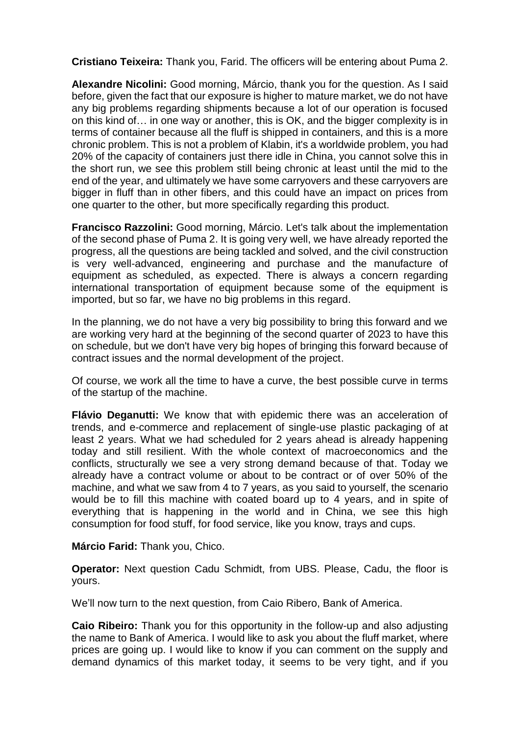**Cristiano Teixeira:** Thank you, Farid. The officers will be entering about Puma 2.

**Alexandre Nicolini:** Good morning, Márcio, thank you for the question. As I said before, given the fact that our exposure is higher to mature market, we do not have any big problems regarding shipments because a lot of our operation is focused on this kind of… in one way or another, this is OK, and the bigger complexity is in terms of container because all the fluff is shipped in containers, and this is a more chronic problem. This is not a problem of Klabin, it's a worldwide problem, you had 20% of the capacity of containers just there idle in China, you cannot solve this in the short run, we see this problem still being chronic at least until the mid to the end of the year, and ultimately we have some carryovers and these carryovers are bigger in fluff than in other fibers, and this could have an impact on prices from one quarter to the other, but more specifically regarding this product.

**Francisco Razzolini:** Good morning, Márcio. Let's talk about the implementation of the second phase of Puma 2. It is going very well, we have already reported the progress, all the questions are being tackled and solved, and the civil construction is very well-advanced, engineering and purchase and the manufacture of equipment as scheduled, as expected. There is always a concern regarding international transportation of equipment because some of the equipment is imported, but so far, we have no big problems in this regard.

In the planning, we do not have a very big possibility to bring this forward and we are working very hard at the beginning of the second quarter of 2023 to have this on schedule, but we don't have very big hopes of bringing this forward because of contract issues and the normal development of the project.

Of course, we work all the time to have a curve, the best possible curve in terms of the startup of the machine.

**Flávio Deganutti:** We know that with epidemic there was an acceleration of trends, and e-commerce and replacement of single-use plastic packaging of at least 2 years. What we had scheduled for 2 years ahead is already happening today and still resilient. With the whole context of macroeconomics and the conflicts, structurally we see a very strong demand because of that. Today we already have a contract volume or about to be contract or of over 50% of the machine, and what we saw from 4 to 7 years, as you said to yourself, the scenario would be to fill this machine with coated board up to 4 years, and in spite of everything that is happening in the world and in China, we see this high consumption for food stuff, for food service, like you know, trays and cups.

**Márcio Farid:** Thank you, Chico.

**Operator:** Next question Cadu Schmidt, from UBS. Please, Cadu, the floor is yours.

We'll now turn to the next question, from Caio Ribero, Bank of America.

**Caio Ribeiro:** Thank you for this opportunity in the follow-up and also adjusting the name to Bank of America. I would like to ask you about the fluff market, where prices are going up. I would like to know if you can comment on the supply and demand dynamics of this market today, it seems to be very tight, and if you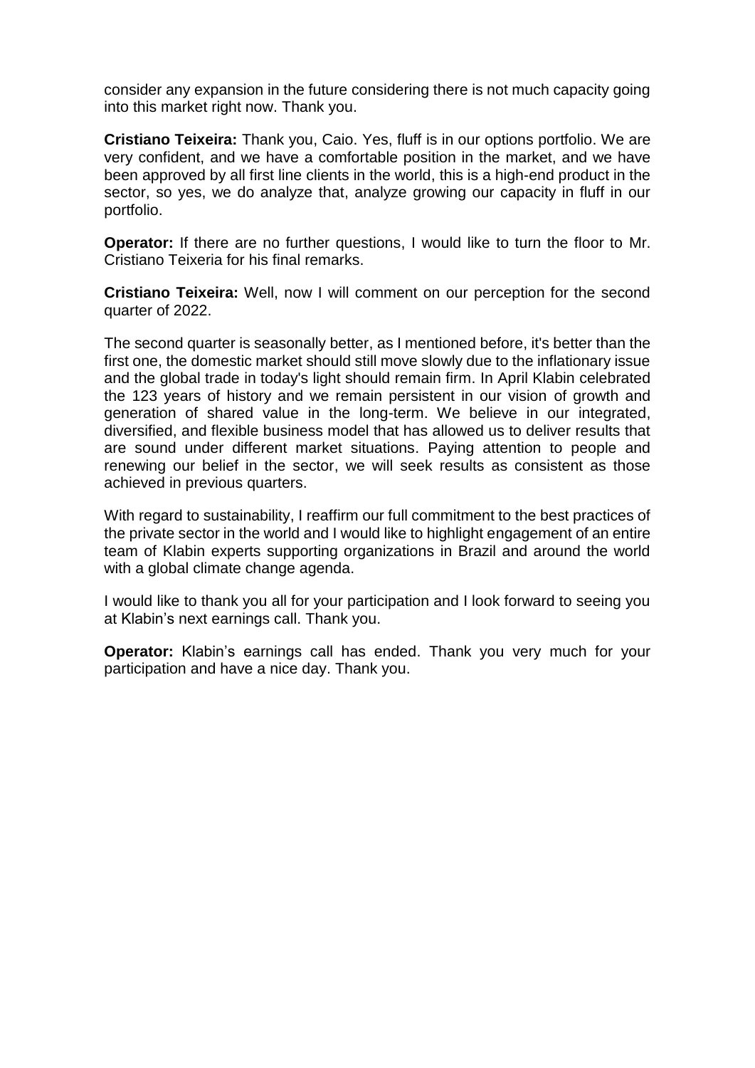consider any expansion in the future considering there is not much capacity going into this market right now. Thank you.

**Cristiano Teixeira:** Thank you, Caio. Yes, fluff is in our options portfolio. We are very confident, and we have a comfortable position in the market, and we have been approved by all first line clients in the world, this is a high-end product in the sector, so yes, we do analyze that, analyze growing our capacity in fluff in our portfolio.

**Operator:** If there are no further questions, I would like to turn the floor to Mr. Cristiano Teixeria for his final remarks.

**Cristiano Teixeira:** Well, now I will comment on our perception for the second quarter of 2022.

The second quarter is seasonally better, as I mentioned before, it's better than the first one, the domestic market should still move slowly due to the inflationary issue and the global trade in today's light should remain firm. In April Klabin celebrated the 123 years of history and we remain persistent in our vision of growth and generation of shared value in the long-term. We believe in our integrated, diversified, and flexible business model that has allowed us to deliver results that are sound under different market situations. Paying attention to people and renewing our belief in the sector, we will seek results as consistent as those achieved in previous quarters.

With regard to sustainability, I reaffirm our full commitment to the best practices of the private sector in the world and I would like to highlight engagement of an entire team of Klabin experts supporting organizations in Brazil and around the world with a global climate change agenda.

I would like to thank you all for your participation and I look forward to seeing you at Klabin's next earnings call. Thank you.

**Operator:** Klabin's earnings call has ended. Thank you very much for your participation and have a nice day. Thank you.